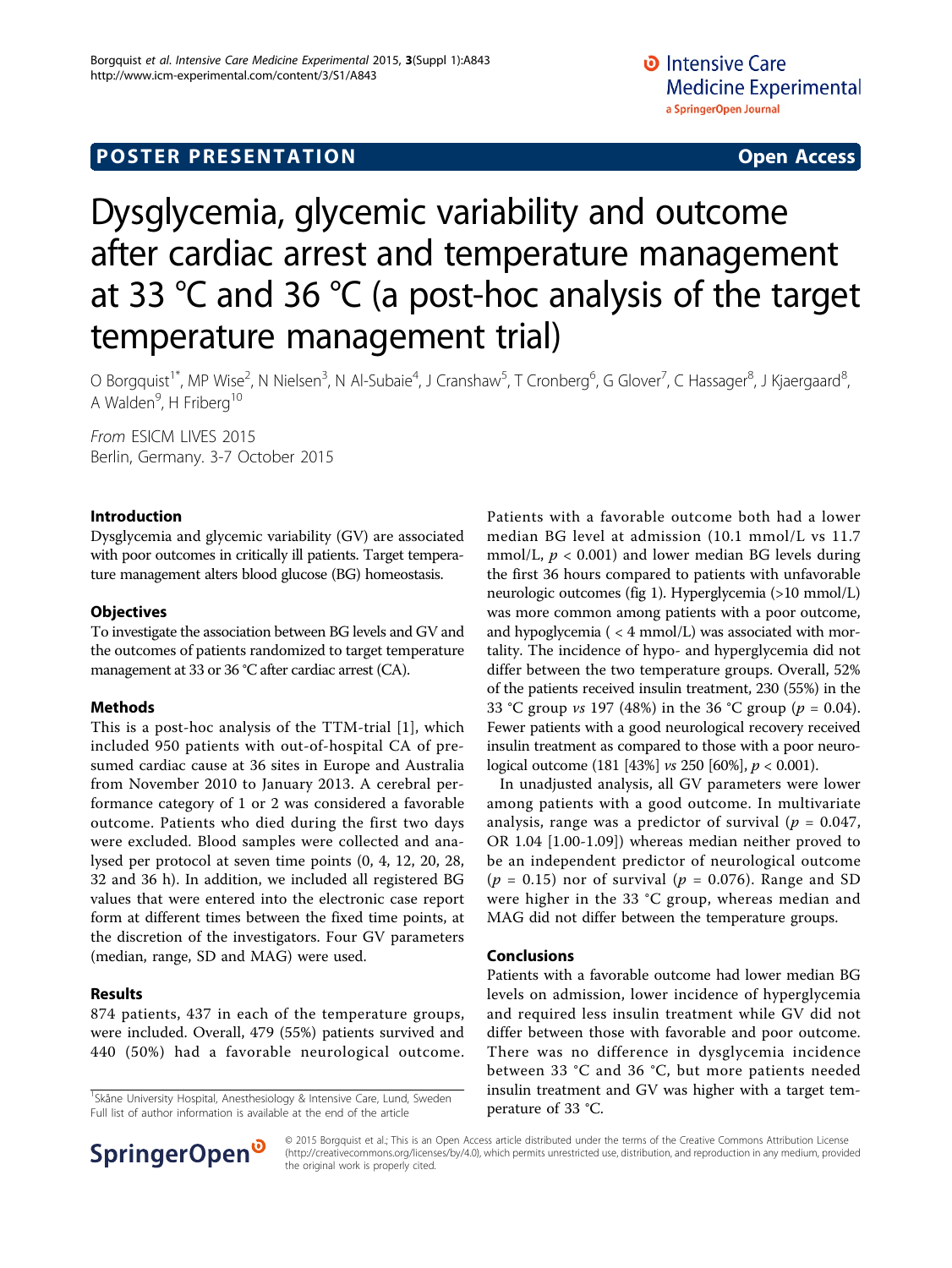**POSTER PRESENTATION** **Open Access**

# Dysglycemia, glycemic variability and outcome after cardiac arrest and temperature management at 33 °C and 36 °C (a post-hoc analysis of the target temperature management trial)

O Borgquist[1*], MP Wise[2], N Nielsen[3], N Al-Subaie[4], J Cranshaw[5], T Cronberg[6], G Glover[7], C Hassager[8], J Kjaergaard[8], A Walden[9], H Friberg[10]

*From* ESICM LIVES 2015
Berlin, Germany. 3-7 October 2015

## Introduction

Dysglycemia and glycemic variability (GV) are associated with poor outcomes in critically ill patients. Target temperature management alters blood glucose (BG) homeostasis.

## Objectives

To investigate the association between BG levels and GV and the outcomes of patients randomized to target temperature management at 33 or 36 °C after cardiac arrest (CA).

## Methods

This is a post-hoc analysis of the TTM-trial [1], which included 950 patients with out-of-hospital CA of presumed cardiac cause at 36 sites in Europe and Australia from November 2010 to January 2013. A cerebral performance category of 1 or 2 was considered a favorable outcome. Patients who died during the first two days were excluded. Blood samples were collected and analysed per protocol at seven time points (0, 4, 12, 20, 28, 32 and 36 h). In addition, we included all registered BG values that were entered into the electronic case report form at different times between the fixed time points, at the discretion of the investigators. Four GV parameters (median, range, SD and MAG) were used.

## Results

874 patients, 437 in each of the temperature groups, were included. Overall, 479 (55%) patients survived and 440 (50%) had a favorable neurological outcome. Patients with a favorable outcome both had a lower median BG level at admission (10.1 mmol/L vs 11.7 mmol/L, $p < 0.001$) and lower median BG levels during the first 36 hours compared to patients with unfavorable neurologic outcomes (fig 1). Hyperglycemia (>10 mmol/L) was more common among patients with a poor outcome, and hypoglycemia ( < 4 mmol/L) was associated with mortality. The incidence of hypo- and hyperglycemia did not differ between the two temperature groups. Overall, 52% of the patients received insulin treatment, 230 (55%) in the 33 °C group *vs* 197 (48%) in the 36 °C group ($p = 0.04$). Fewer patients with a good neurological recovery received insulin treatment as compared to those with a poor neurological outcome (181 [43%] *vs* 250 [60%], $p < 0.001$).

In unadjusted analysis, all GV parameters were lower among patients with a good outcome. In multivariate analysis, range was a predictor of survival ($p = 0.047$, OR 1.04 [1.00-1.09]) whereas median neither proved to be an independent predictor of neurological outcome ($p = 0.15$) nor of survival ($p = 0.076$). Range and SD were higher in the 33 °C group, whereas median and MAG did not differ between the temperature groups.

## Conclusions

Patients with a favorable outcome had lower median BG levels on admission, lower incidence of hyperglycemia and required less insulin treatment while GV did not differ between those with favorable and poor outcome. There was no difference in dysglycemia incidence between 33 °C and 36 °C, but more patients needed insulin treatment and GV was higher with a target temperature of 33 °C.

[1]Skåne University Hospital, Anesthesiology & Intensive Care, Lund, Sweden
Full list of author information is available at the end of the article

© 2015 Borgquist et al.; This is an Open Access article distributed under the terms of the Creative Commons Attribution License (http://creativecommons.org/licenses/by/4.0), which permits unrestricted use, distribution, and reproduction in any medium, provided the original work is properly cited.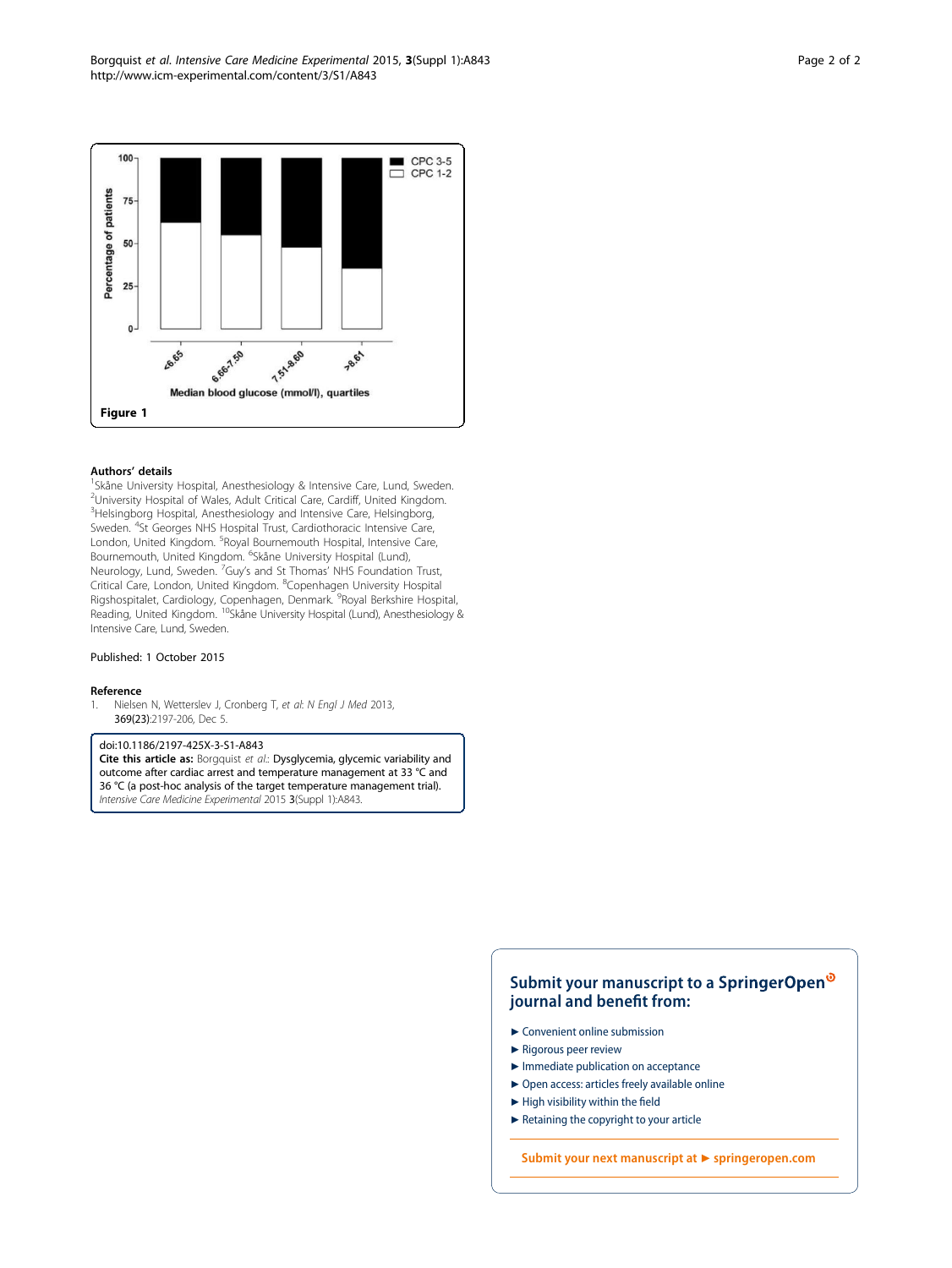100
75
50
25
0

Percentage of patients

CPC 3-5
CPC 1-2

<6.65
6.66-7.50
7.51-8.60
>8.61

Median blood glucose (mmol/l), quartiles

**Figure 1**

### Authors' details

[1]Skåne University Hospital, Anesthesiology & Intensive Care, Lund, Sweden. [2]University Hospital of Wales, Adult Critical Care, Cardiff, United Kingdom. [3]Helsingborg Hospital, Anesthesiology and Intensive Care, Helsingborg, Sweden. [4]St Georges NHS Hospital Trust, Cardiothoracic Intensive Care, London, United Kingdom. [5]Royal Bournemouth Hospital, Intensive Care, Bournemouth, United Kingdom. [6]Skåne University Hospital (Lund), Neurology, Lund, Sweden. [7]Guy's and St Thomas' NHS Foundation Trust, Critical Care, London, United Kingdom. [8]Copenhagen University Hospital Rigshospitalet, Cardiology, Copenhagen, Denmark. [9]Royal Berkshire Hospital, Reading, United Kingdom. [10]Skåne University Hospital (Lund), Anesthesiology & Intensive Care, Lund, Sweden.

Published: 1 October 2015

### Reference

1. Nielsen N, Wetterslev J, Cronberg T, *et al*: *N Engl J Med* 2013, **369(23)**:2197-206, Dec 5.

doi:10.1186/2197-425X-3-S1-A843
**Cite this article as:** Borgquist *et al.*: Dysglycemia, glycemic variability and outcome after cardiac arrest and temperature management at 33 °C and 36 °C (a post-hoc analysis of the target temperature management trial). *Intensive Care Medicine Experimental* 2015 **3**(Suppl 1):A843.

**Submit your manuscript to a SpringerOpen journal and benefit from:**

- ► Convenient online submission
- ► Rigorous peer review
- ► Immediate publication on acceptance
- ► Open access: articles freely available online
- ► High visibility within the field
- ► Retaining the copyright to your article

**Submit your next manuscript at ► springeropen.com**